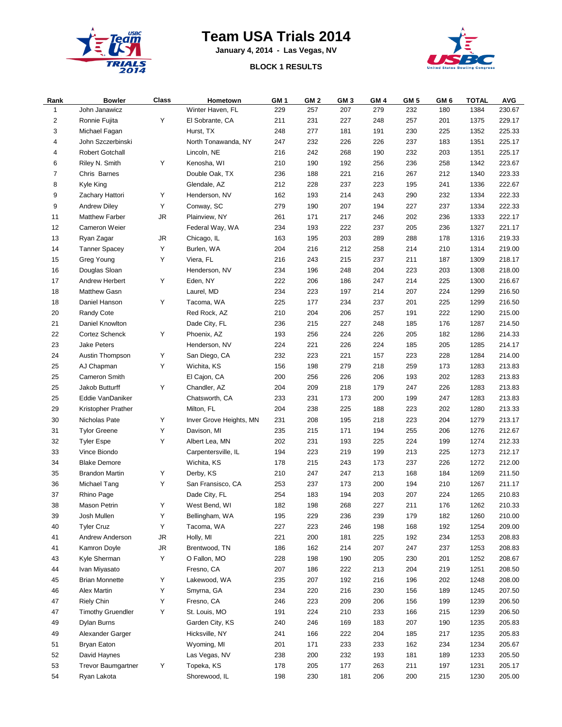# Team USA Trials 2014

**January 4, 2014 - Las Vegas, NV**

**BLOCK 1 RESULTS**

| Rank | Bowler | Class | Hometown | GM 1 | GM 2 | GM 3 | GM 4 | GM 5 | GM 6 | TOTAL | AVG |
|---|---|---|---|---|---|---|---|---|---|---|---|
| 1 | John Janawicz | | Winter Haven, FL | 229 | 257 | 207 | 279 | 232 | 180 | 1384 | 230.67 |
| 2 | Ronnie Fujita | Y | El Sobrante, CA | 211 | 231 | 227 | 248 | 257 | 201 | 1375 | 229.17 |
| 3 | Michael Fagan | | Hurst, TX | 248 | 277 | 181 | 191 | 230 | 225 | 1352 | 225.33 |
| 4 | John Szczerbinski | | North Tonawanda, NY | 247 | 232 | 226 | 226 | 237 | 183 | 1351 | 225.17 |
| 4 | Robert Gotchall | | Lincoln, NE | 216 | 242 | 268 | 190 | 232 | 203 | 1351 | 225.17 |
| 6 | Riley N. Smith | Y | Kenosha, WI | 210 | 190 | 192 | 256 | 236 | 258 | 1342 | 223.67 |
| 7 | Chris Barnes | | Double Oak, TX | 236 | 188 | 221 | 216 | 267 | 212 | 1340 | 223.33 |
| 8 | Kyle King | | Glendale, AZ | 212 | 228 | 237 | 223 | 195 | 241 | 1336 | 222.67 |
| 9 | Zachary Hattori | Y | Henderson, NV | 162 | 193 | 214 | 243 | 290 | 232 | 1334 | 222.33 |
| 9 | Andrew Diley | Y | Conway, SC | 279 | 190 | 207 | 194 | 227 | 237 | 1334 | 222.33 |
| 11 | Matthew Farber | JR | Plainview, NY | 261 | 171 | 217 | 246 | 202 | 236 | 1333 | 222.17 |
| 12 | Cameron Weier | | Federal Way, WA | 234 | 193 | 222 | 237 | 205 | 236 | 1327 | 221.17 |
| 13 | Ryan Zagar | JR | Chicago, IL | 163 | 195 | 203 | 289 | 288 | 178 | 1316 | 219.33 |
| 14 | Tanner Spacey | Y | Burlen, WA | 204 | 216 | 212 | 258 | 214 | 210 | 1314 | 219.00 |
| 15 | Greg Young | Y | Viera, FL | 216 | 243 | 215 | 237 | 211 | 187 | 1309 | 218.17 |
| 16 | Douglas Sloan | | Henderson, NV | 234 | 196 | 248 | 204 | 223 | 203 | 1308 | 218.00 |
| 17 | Andrew Herbert | Y | Eden, NY | 222 | 206 | 186 | 247 | 214 | 225 | 1300 | 216.67 |
| 18 | Matthew Gasn | | Laurel, MD | 234 | 223 | 197 | 214 | 207 | 224 | 1299 | 216.50 |
| 18 | Daniel Hanson | Y | Tacoma, WA | 225 | 177 | 234 | 237 | 201 | 225 | 1299 | 216.50 |
| 20 | Randy Cote | | Red Rock, AZ | 210 | 204 | 206 | 257 | 191 | 222 | 1290 | 215.00 |
| 21 | Daniel Knowlton | | Dade City, FL | 236 | 215 | 227 | 248 | 185 | 176 | 1287 | 214.50 |
| 22 | Cortez Schenck | Y | Phoenix, AZ | 193 | 256 | 224 | 226 | 205 | 182 | 1286 | 214.33 |
| 23 | Jake Peters | | Henderson, NV | 224 | 221 | 226 | 224 | 185 | 205 | 1285 | 214.17 |
| 24 | Austin Thompson | Y | San Diego, CA | 232 | 223 | 221 | 157 | 223 | 228 | 1284 | 214.00 |
| 25 | AJ Chapman | Y | Wichita, KS | 156 | 198 | 279 | 218 | 259 | 173 | 1283 | 213.83 |
| 25 | Cameron Smith | | El Cajon, CA | 200 | 256 | 226 | 206 | 193 | 202 | 1283 | 213.83 |
| 25 | Jakob Butturff | Y | Chandler, AZ | 204 | 209 | 218 | 179 | 247 | 226 | 1283 | 213.83 |
| 25 | Eddie VanDaniker | | Chatsworth, CA | 233 | 231 | 173 | 200 | 199 | 247 | 1283 | 213.83 |
| 29 | Kristopher Prather | | Milton, FL | 204 | 238 | 225 | 188 | 223 | 202 | 1280 | 213.33 |
| 30 | Nicholas Pate | Y | Inver Grove Heights, MN | 231 | 208 | 195 | 218 | 223 | 204 | 1279 | 213.17 |
| 31 | Tylor Greene | Y | Davison, MI | 235 | 215 | 171 | 194 | 255 | 206 | 1276 | 212.67 |
| 32 | Tyler Espe | Y | Albert Lea, MN | 202 | 231 | 193 | 225 | 224 | 199 | 1274 | 212.33 |
| 33 | Vince Biondo | | Carpentersville, IL | 194 | 223 | 219 | 199 | 213 | 225 | 1273 | 212.17 |
| 34 | Blake Demore | | Wichita, KS | 178 | 215 | 243 | 173 | 237 | 226 | 1272 | 212.00 |
| 35 | Brandon Martin | Y | Derby, KS | 210 | 247 | 247 | 213 | 168 | 184 | 1269 | 211.50 |
| 36 | Michael Tang | Y | San Fransisco, CA | 253 | 237 | 173 | 200 | 194 | 210 | 1267 | 211.17 |
| 37 | Rhino Page | | Dade City, FL | 254 | 183 | 194 | 203 | 207 | 224 | 1265 | 210.83 |
| 38 | Mason Petrin | Y | West Bend, WI | 182 | 198 | 268 | 227 | 211 | 176 | 1262 | 210.33 |
| 39 | Josh Mullen | Y | Bellingham, WA | 195 | 229 | 236 | 239 | 179 | 182 | 1260 | 210.00 |
| 40 | Tyler Cruz | Y | Tacoma, WA | 227 | 223 | 246 | 198 | 168 | 192 | 1254 | 209.00 |
| 41 | Andrew Anderson | JR | Holly, MI | 221 | 200 | 181 | 225 | 192 | 234 | 1253 | 208.83 |
| 41 | Kamron Doyle | JR | Brentwood, TN | 186 | 162 | 214 | 207 | 247 | 237 | 1253 | 208.83 |
| 43 | Kyle Sherman | Y | O Fallon, MO | 228 | 198 | 190 | 205 | 230 | 201 | 1252 | 208.67 |
| 44 | Ivan Miyasato | | Fresno, CA | 207 | 186 | 222 | 213 | 204 | 219 | 1251 | 208.50 |
| 45 | Brian Monnette | Y | Lakewood, WA | 235 | 207 | 192 | 216 | 196 | 202 | 1248 | 208.00 |
| 46 | Alex Martin | Y | Smyrna, GA | 234 | 220 | 216 | 230 | 156 | 189 | 1245 | 207.50 |
| 47 | Riely Chin | Y | Fresno, CA | 246 | 223 | 209 | 206 | 156 | 199 | 1239 | 206.50 |
| 47 | Timothy Gruendler | Y | St. Louis, MO | 191 | 224 | 210 | 233 | 166 | 215 | 1239 | 206.50 |
| 49 | Dylan Burns | | Garden City, KS | 240 | 246 | 169 | 183 | 207 | 190 | 1235 | 205.83 |
| 49 | Alexander Garger | | Hicksville, NY | 241 | 166 | 222 | 204 | 185 | 217 | 1235 | 205.83 |
| 51 | Bryan Eaton | | Wyoming, MI | 201 | 171 | 233 | 233 | 162 | 234 | 1234 | 205.67 |
| 52 | David Haynes | | Las Vegas, NV | 238 | 200 | 232 | 193 | 181 | 189 | 1233 | 205.50 |
| 53 | Trevor Baumgartner | Y | Topeka, KS | 178 | 205 | 177 | 263 | 211 | 197 | 1231 | 205.17 |
| 54 | Ryan Lakota | | Shorewood, IL | 198 | 230 | 181 | 206 | 200 | 215 | 1230 | 205.00 |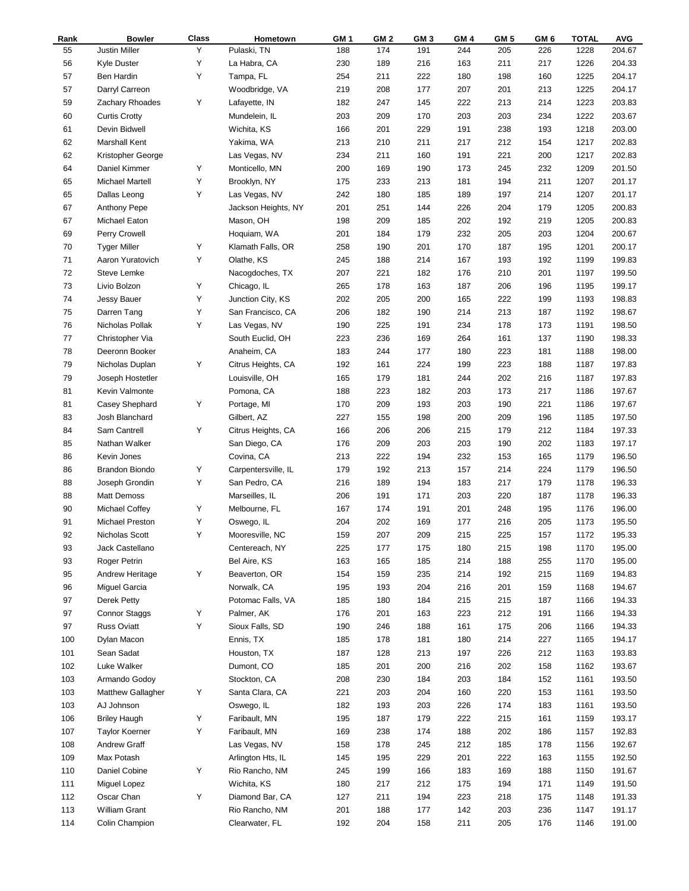| Rank | Bowler | Class | Hometown | GM 1 | GM 2 | GM 3 | GM 4 | GM 5 | GM 6 | TOTAL | AVG |
|---|---|---|---|---|---|---|---|---|---|---|---|
| 55 | Justin Miller | Y | Pulaski, TN | 188 | 174 | 191 | 244 | 205 | 226 | 1228 | 204.67 |
| 56 | Kyle Duster | Y | La Habra, CA | 230 | 189 | 216 | 163 | 211 | 217 | 1226 | 204.33 |
| 57 | Ben Hardin | Y | Tampa, FL | 254 | 211 | 222 | 180 | 198 | 160 | 1225 | 204.17 |
| 57 | Darryl Carreon | | Woodbridge, VA | 219 | 208 | 177 | 207 | 201 | 213 | 1225 | 204.17 |
| 59 | Zachary Rhoades | Y | Lafayette, IN | 182 | 247 | 145 | 222 | 213 | 214 | 1223 | 203.83 |
| 60 | Curtis Crotty | | Mundelein, IL | 203 | 209 | 170 | 203 | 203 | 234 | 1222 | 203.67 |
| 61 | Devin Bidwell | | Wichita, KS | 166 | 201 | 229 | 191 | 238 | 193 | 1218 | 203.00 |
| 62 | Marshall Kent | | Yakima, WA | 213 | 210 | 211 | 217 | 212 | 154 | 1217 | 202.83 |
| 62 | Kristopher George | | Las Vegas, NV | 234 | 211 | 160 | 191 | 221 | 200 | 1217 | 202.83 |
| 64 | Daniel Kimmer | Y | Monticello, MN | 200 | 169 | 190 | 173 | 245 | 232 | 1209 | 201.50 |
| 65 | Michael Martell | Y | Brooklyn, NY | 175 | 233 | 213 | 181 | 194 | 211 | 1207 | 201.17 |
| 65 | Dallas Leong | Y | Las Vegas, NV | 242 | 180 | 185 | 189 | 197 | 214 | 1207 | 201.17 |
| 67 | Anthony Pepe | | Jackson Heights, NY | 201 | 251 | 144 | 226 | 204 | 179 | 1205 | 200.83 |
| 67 | Michael Eaton | | Mason, OH | 198 | 209 | 185 | 202 | 192 | 219 | 1205 | 200.83 |
| 69 | Perry Crowell | | Hoquiam, WA | 201 | 184 | 179 | 232 | 205 | 203 | 1204 | 200.67 |
| 70 | Tyger Miller | Y | Klamath Falls, OR | 258 | 190 | 201 | 170 | 187 | 195 | 1201 | 200.17 |
| 71 | Aaron Yuratovich | Y | Olathe, KS | 245 | 188 | 214 | 167 | 193 | 192 | 1199 | 199.83 |
| 72 | Steve Lemke | | Nacogdoches, TX | 207 | 221 | 182 | 176 | 210 | 201 | 1197 | 199.50 |
| 73 | Livio Bolzon | Y | Chicago, IL | 265 | 178 | 163 | 187 | 206 | 196 | 1195 | 199.17 |
| 74 | Jessy Bauer | Y | Junction City, KS | 202 | 205 | 200 | 165 | 222 | 199 | 1193 | 198.83 |
| 75 | Darren Tang | Y | San Francisco, CA | 206 | 182 | 190 | 214 | 213 | 187 | 1192 | 198.67 |
| 76 | Nicholas Pollak | Y | Las Vegas, NV | 190 | 225 | 191 | 234 | 178 | 173 | 1191 | 198.50 |
| 77 | Christopher Via | | South Euclid, OH | 223 | 236 | 169 | 264 | 161 | 137 | 1190 | 198.33 |
| 78 | Deeronn Booker | | Anaheim, CA | 183 | 244 | 177 | 180 | 223 | 181 | 1188 | 198.00 |
| 79 | Nicholas Duplan | Y | Citrus Heights, CA | 192 | 161 | 224 | 199 | 223 | 188 | 1187 | 197.83 |
| 79 | Joseph Hostetler | | Louisville, OH | 165 | 179 | 181 | 244 | 202 | 216 | 1187 | 197.83 |
| 81 | Kevin Valmonte | | Pomona, CA | 188 | 223 | 182 | 203 | 173 | 217 | 1186 | 197.67 |
| 81 | Casey Shephard | Y | Portage, MI | 170 | 209 | 193 | 203 | 190 | 221 | 1186 | 197.67 |
| 83 | Josh Blanchard | | Gilbert, AZ | 227 | 155 | 198 | 200 | 209 | 196 | 1185 | 197.50 |
| 84 | Sam Cantrell | Y | Citrus Heights, CA | 166 | 206 | 206 | 215 | 179 | 212 | 1184 | 197.33 |
| 85 | Nathan Walker | | San Diego, CA | 176 | 209 | 203 | 203 | 190 | 202 | 1183 | 197.17 |
| 86 | Kevin Jones | | Covina, CA | 213 | 222 | 194 | 232 | 153 | 165 | 1179 | 196.50 |
| 86 | Brandon Biondo | Y | Carpentersville, IL | 179 | 192 | 213 | 157 | 214 | 224 | 1179 | 196.50 |
| 88 | Joseph Grondin | Y | San Pedro, CA | 216 | 189 | 194 | 183 | 217 | 179 | 1178 | 196.33 |
| 88 | Matt Demoss | | Marseilles, IL | 206 | 191 | 171 | 203 | 220 | 187 | 1178 | 196.33 |
| 90 | Michael Coffey | Y | Melbourne, FL | 167 | 174 | 191 | 201 | 248 | 195 | 1176 | 196.00 |
| 91 | Michael Preston | Y | Oswego, IL | 204 | 202 | 169 | 177 | 216 | 205 | 1173 | 195.50 |
| 92 | Nicholas Scott | Y | Mooresville, NC | 159 | 207 | 209 | 215 | 225 | 157 | 1172 | 195.33 |
| 93 | Jack Castellano | | Centereach, NY | 225 | 177 | 175 | 180 | 215 | 198 | 1170 | 195.00 |
| 93 | Roger Petrin | | Bel Aire, KS | 163 | 165 | 185 | 214 | 188 | 255 | 1170 | 195.00 |
| 95 | Andrew Heritage | Y | Beaverton, OR | 154 | 159 | 235 | 214 | 192 | 215 | 1169 | 194.83 |
| 96 | Miguel Garcia | | Norwalk, CA | 195 | 193 | 204 | 216 | 201 | 159 | 1168 | 194.67 |
| 97 | Derek Petty | | Potomac Falls, VA | 185 | 180 | 184 | 215 | 215 | 187 | 1166 | 194.33 |
| 97 | Connor Staggs | Y | Palmer, AK | 176 | 201 | 163 | 223 | 212 | 191 | 1166 | 194.33 |
| 97 | Russ Oviatt | Y | Sioux Falls, SD | 190 | 246 | 188 | 161 | 175 | 206 | 1166 | 194.33 |
| 100 | Dylan Macon | | Ennis, TX | 185 | 178 | 181 | 180 | 214 | 227 | 1165 | 194.17 |
| 101 | Sean Sadat | | Houston, TX | 187 | 128 | 213 | 197 | 226 | 212 | 1163 | 193.83 |
| 102 | Luke Walker | | Dumont, CO | 185 | 201 | 200 | 216 | 202 | 158 | 1162 | 193.67 |
| 103 | Armando Godoy | | Stockton, CA | 208 | 230 | 184 | 203 | 184 | 152 | 1161 | 193.50 |
| 103 | Matthew Gallagher | Y | Santa Clara, CA | 221 | 203 | 204 | 160 | 220 | 153 | 1161 | 193.50 |
| 103 | AJ Johnson | | Oswego, IL | 182 | 193 | 203 | 226 | 174 | 183 | 1161 | 193.50 |
| 106 | Briley Haugh | Y | Faribault, MN | 195 | 187 | 179 | 222 | 215 | 161 | 1159 | 193.17 |
| 107 | Taylor Koerner | Y | Faribault, MN | 169 | 238 | 174 | 188 | 202 | 186 | 1157 | 192.83 |
| 108 | Andrew Graff | | Las Vegas, NV | 158 | 178 | 245 | 212 | 185 | 178 | 1156 | 192.67 |
| 109 | Max Potash | | Arlington Hts, IL | 145 | 195 | 229 | 201 | 222 | 163 | 1155 | 192.50 |
| 110 | Daniel Cobine | Y | Rio Rancho, NM | 245 | 199 | 166 | 183 | 169 | 188 | 1150 | 191.67 |
| 111 | Miguel Lopez | | Wichita, KS | 180 | 217 | 212 | 175 | 194 | 171 | 1149 | 191.50 |
| 112 | Oscar Chan | Y | Diamond Bar, CA | 127 | 211 | 194 | 223 | 218 | 175 | 1148 | 191.33 |
| 113 | William Grant | | Rio Rancho, NM | 201 | 188 | 177 | 142 | 203 | 236 | 1147 | 191.17 |
| 114 | Colin Champion | | Clearwater, FL | 192 | 204 | 158 | 211 | 205 | 176 | 1146 | 191.00 |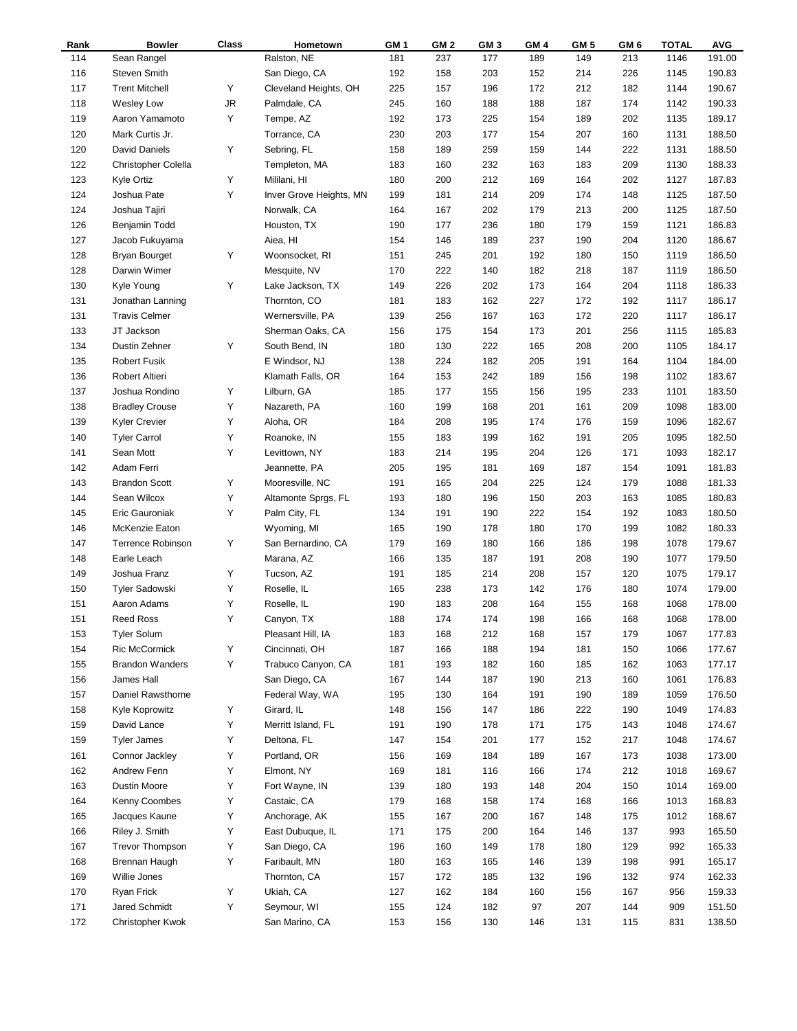| Rank | Bowler | Class | Hometown | GM 1 | GM 2 | GM 3 | GM 4 | GM 5 | GM 6 | TOTAL | AVG |
|---|---|---|---|---|---|---|---|---|---|---|---|
| 114 | Sean Rangel | | Ralston, NE | 181 | 237 | 177 | 189 | 149 | 213 | 1146 | 191.00 |
| 116 | Steven Smith | | San Diego, CA | 192 | 158 | 203 | 152 | 214 | 226 | 1145 | 190.83 |
| 117 | Trent Mitchell | Y | Cleveland Heights, OH | 225 | 157 | 196 | 172 | 212 | 182 | 1144 | 190.67 |
| 118 | Wesley Low | JR | Palmdale, CA | 245 | 160 | 188 | 188 | 187 | 174 | 1142 | 190.33 |
| 119 | Aaron Yamamoto | Y | Tempe, AZ | 192 | 173 | 225 | 154 | 189 | 202 | 1135 | 189.17 |
| 120 | Mark Curtis Jr. | | Torrance, CA | 230 | 203 | 177 | 154 | 207 | 160 | 1131 | 188.50 |
| 120 | David Daniels | Y | Sebring, FL | 158 | 189 | 259 | 159 | 144 | 222 | 1131 | 188.50 |
| 122 | Christopher Colella | | Templeton, MA | 183 | 160 | 232 | 163 | 183 | 209 | 1130 | 188.33 |
| 123 | Kyle Ortiz | Y | Mililani, HI | 180 | 200 | 212 | 169 | 164 | 202 | 1127 | 187.83 |
| 124 | Joshua Pate | Y | Inver Grove Heights, MN | 199 | 181 | 214 | 209 | 174 | 148 | 1125 | 187.50 |
| 124 | Joshua Tajiri | | Norwalk, CA | 164 | 167 | 202 | 179 | 213 | 200 | 1125 | 187.50 |
| 126 | Benjamin Todd | | Houston, TX | 190 | 177 | 236 | 180 | 179 | 159 | 1121 | 186.83 |
| 127 | Jacob Fukuyama | | Aiea, HI | 154 | 146 | 189 | 237 | 190 | 204 | 1120 | 186.67 |
| 128 | Bryan Bourget | Y | Woonsocket, RI | 151 | 245 | 201 | 192 | 180 | 150 | 1119 | 186.50 |
| 128 | Darwin Wimer | | Mesquite, NV | 170 | 222 | 140 | 182 | 218 | 187 | 1119 | 186.50 |
| 130 | Kyle Young | Y | Lake Jackson, TX | 149 | 226 | 202 | 173 | 164 | 204 | 1118 | 186.33 |
| 131 | Jonathan Lanning | | Thornton, CO | 181 | 183 | 162 | 227 | 172 | 192 | 1117 | 186.17 |
| 131 | Travis Celmer | | Wernersville, PA | 139 | 256 | 167 | 163 | 172 | 220 | 1117 | 186.17 |
| 133 | JT Jackson | | Sherman Oaks, CA | 156 | 175 | 154 | 173 | 201 | 256 | 1115 | 185.83 |
| 134 | Dustin Zehner | Y | South Bend, IN | 180 | 130 | 222 | 165 | 208 | 200 | 1105 | 184.17 |
| 135 | Robert Fusik | | E Windsor, NJ | 138 | 224 | 182 | 205 | 191 | 164 | 1104 | 184.00 |
| 136 | Robert Altieri | | Klamath Falls, OR | 164 | 153 | 242 | 189 | 156 | 198 | 1102 | 183.67 |
| 137 | Joshua Rondino | Y | Lilburn, GA | 185 | 177 | 155 | 156 | 195 | 233 | 1101 | 183.50 |
| 138 | Bradley Crouse | Y | Nazareth, PA | 160 | 199 | 168 | 201 | 161 | 209 | 1098 | 183.00 |
| 139 | Kyler Crevier | Y | Aloha, OR | 184 | 208 | 195 | 174 | 176 | 159 | 1096 | 182.67 |
| 140 | Tyler Carrol | Y | Roanoke, IN | 155 | 183 | 199 | 162 | 191 | 205 | 1095 | 182.50 |
| 141 | Sean Mott | Y | Levittown, NY | 183 | 214 | 195 | 204 | 126 | 171 | 1093 | 182.17 |
| 142 | Adam Ferri | | Jeannette, PA | 205 | 195 | 181 | 169 | 187 | 154 | 1091 | 181.83 |
| 143 | Brandon Scott | Y | Mooresville, NC | 191 | 165 | 204 | 225 | 124 | 179 | 1088 | 181.33 |
| 144 | Sean Wilcox | Y | Altamonte Sprgs, FL | 193 | 180 | 196 | 150 | 203 | 163 | 1085 | 180.83 |
| 145 | Eric Gauroniak | Y | Palm City, FL | 134 | 191 | 190 | 222 | 154 | 192 | 1083 | 180.50 |
| 146 | McKenzie Eaton | | Wyoming, MI | 165 | 190 | 178 | 180 | 170 | 199 | 1082 | 180.33 |
| 147 | Terrence Robinson | Y | San Bernardino, CA | 179 | 169 | 180 | 166 | 186 | 198 | 1078 | 179.67 |
| 148 | Earle Leach | | Marana, AZ | 166 | 135 | 187 | 191 | 208 | 190 | 1077 | 179.50 |
| 149 | Joshua Franz | Y | Tucson, AZ | 191 | 185 | 214 | 208 | 157 | 120 | 1075 | 179.17 |
| 150 | Tyler Sadowski | Y | Roselle, IL | 165 | 238 | 173 | 142 | 176 | 180 | 1074 | 179.00 |
| 151 | Aaron Adams | Y | Roselle, IL | 190 | 183 | 208 | 164 | 155 | 168 | 1068 | 178.00 |
| 151 | Reed Ross | Y | Canyon, TX | 188 | 174 | 174 | 198 | 166 | 168 | 1068 | 178.00 |
| 153 | Tyler Solum | | Pleasant Hill, IA | 183 | 168 | 212 | 168 | 157 | 179 | 1067 | 177.83 |
| 154 | Ric McCormick | Y | Cincinnati, OH | 187 | 166 | 188 | 194 | 181 | 150 | 1066 | 177.67 |
| 155 | Brandon Wanders | Y | Trabuco Canyon, CA | 181 | 193 | 182 | 160 | 185 | 162 | 1063 | 177.17 |
| 156 | James Hall | | San Diego, CA | 167 | 144 | 187 | 190 | 213 | 160 | 1061 | 176.83 |
| 157 | Daniel Rawsthorne | | Federal Way, WA | 195 | 130 | 164 | 191 | 190 | 189 | 1059 | 176.50 |
| 158 | Kyle Koprowitz | Y | Girard, IL | 148 | 156 | 147 | 186 | 222 | 190 | 1049 | 174.83 |
| 159 | David Lance | Y | Merritt Island, FL | 191 | 190 | 178 | 171 | 175 | 143 | 1048 | 174.67 |
| 159 | Tyler James | Y | Deltona, FL | 147 | 154 | 201 | 177 | 152 | 217 | 1048 | 174.67 |
| 161 | Connor Jackley | Y | Portland, OR | 156 | 169 | 184 | 189 | 167 | 173 | 1038 | 173.00 |
| 162 | Andrew Fenn | Y | Elmont, NY | 169 | 181 | 116 | 166 | 174 | 212 | 1018 | 169.67 |
| 163 | Dustin Moore | Y | Fort Wayne, IN | 139 | 180 | 193 | 148 | 204 | 150 | 1014 | 169.00 |
| 164 | Kenny Coombes | Y | Castaic, CA | 179 | 168 | 158 | 174 | 168 | 166 | 1013 | 168.83 |
| 165 | Jacques Kaune | Y | Anchorage, AK | 155 | 167 | 200 | 167 | 148 | 175 | 1012 | 168.67 |
| 166 | Riley J. Smith | Y | East Dubuque, IL | 171 | 175 | 200 | 164 | 146 | 137 | 993 | 165.50 |
| 167 | Trevor Thompson | Y | San Diego, CA | 196 | 160 | 149 | 178 | 180 | 129 | 992 | 165.33 |
| 168 | Brennan Haugh | Y | Faribault, MN | 180 | 163 | 165 | 146 | 139 | 198 | 991 | 165.17 |
| 169 | Willie Jones | | Thornton, CA | 157 | 172 | 185 | 132 | 196 | 132 | 974 | 162.33 |
| 170 | Ryan Frick | Y | Ukiah, CA | 127 | 162 | 184 | 160 | 156 | 167 | 956 | 159.33 |
| 171 | Jared Schmidt | Y | Seymour, WI | 155 | 124 | 182 | 97 | 207 | 144 | 909 | 151.50 |
| 172 | Christopher Kwok | | San Marino, CA | 153 | 156 | 130 | 146 | 131 | 115 | 831 | 138.50 |